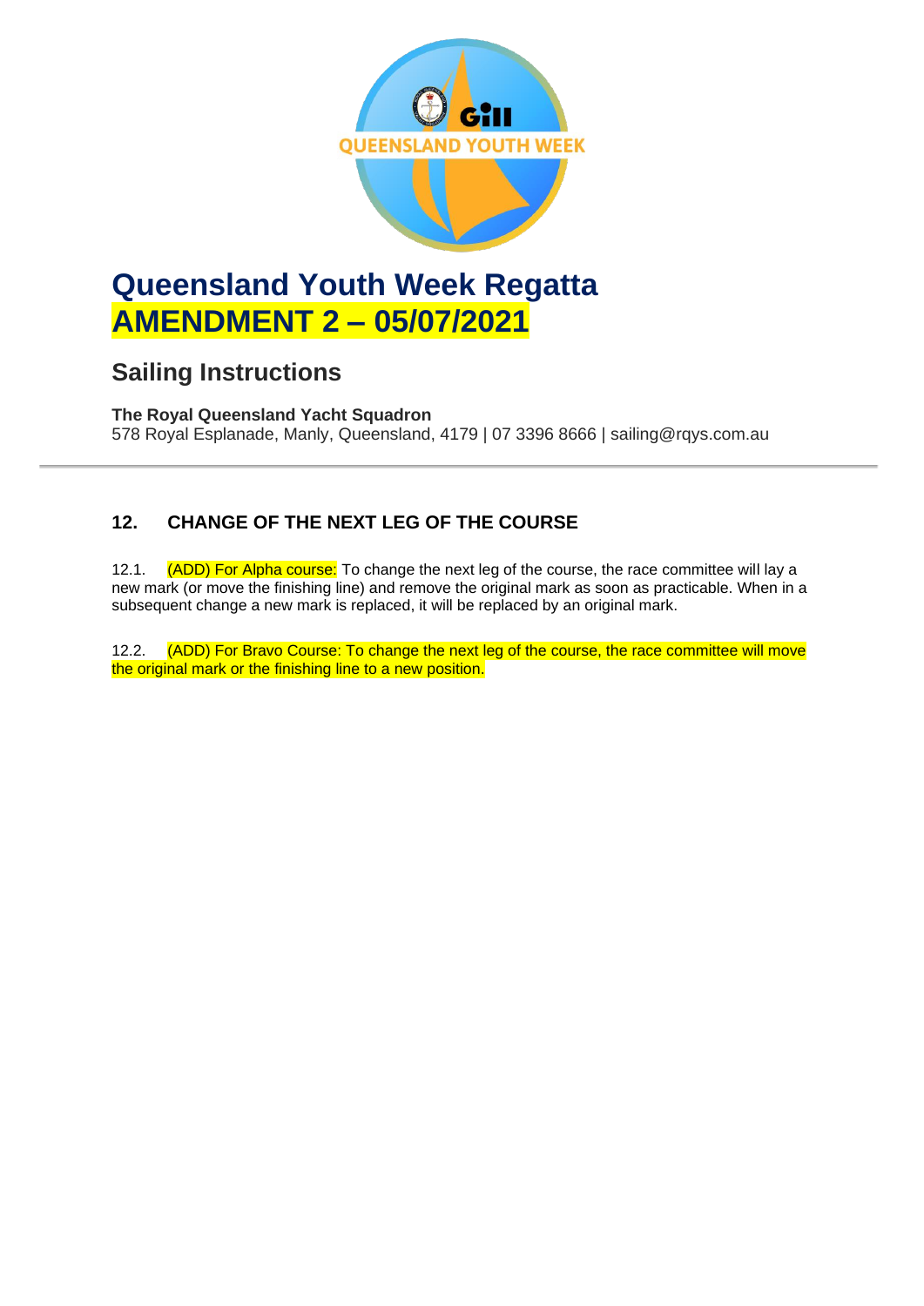# Queensland Youth Week Regatta
# AMENDMENT 2 – 05/07/2021

## Sailing Instructions

**The Royal Queensland Yacht Squadron**
578 Royal Esplanade, Manly, Queensland, 4179 | 07 3396 8666 | sailing@rqys.com.au

---

### 12. CHANGE OF THE NEXT LEG OF THE COURSE

12.1. (ADD) For Alpha course: To change the next leg of the course, the race committee will lay a new mark (or move the finishing line) and remove the original mark as soon as practicable. When in a subsequent change a new mark is replaced, it will be replaced by an original mark.

12.2. (ADD) For Bravo Course: To change the next leg of the course, the race committee will move the original mark or the finishing line to a new position.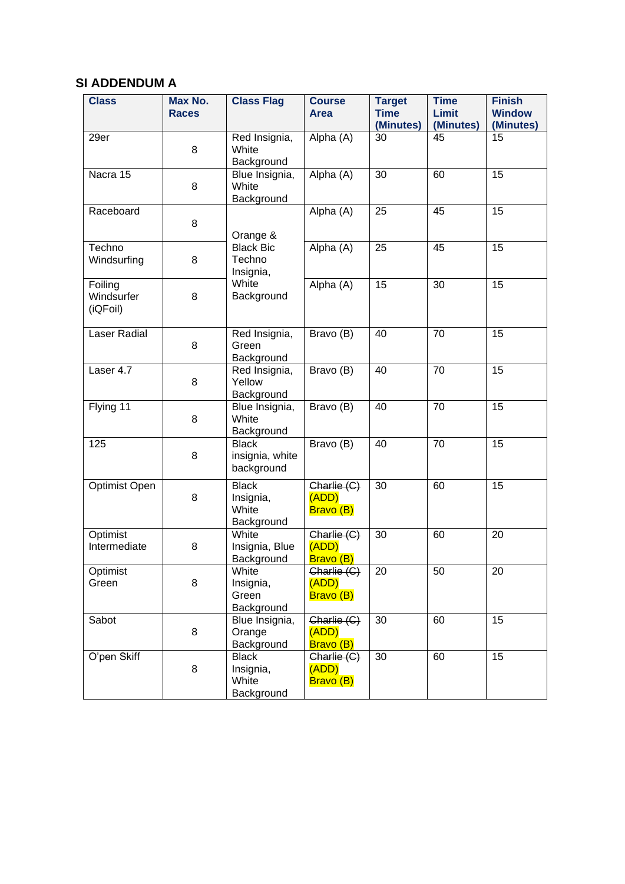## SI ADDENDUM A

| Class | Max No. Races | Class Flag | Course Area | Target Time (Minutes) | Time Limit (Minutes) | Finish Window (Minutes) |
|---|---|---|---|---|---|---|
| 29er | 8 | Red Insignia, White Background | Alpha (A) | 30 | 45 | 15 |
| Nacra 15 | 8 | Blue Insignia, White Background | Alpha (A) | 30 | 60 | 15 |
| Raceboard | 8 | Orange & Black Bic Techno Insignia, White Background | Alpha (A) | 25 | 45 | 15 |
| Techno Windsurfing | 8 | Orange & Black Bic Techno Insignia, White Background | Alpha (A) | 25 | 45 | 15 |
| Foiling Windsurfer (iQFoil) | 8 | Orange & Black Bic Techno Insignia, White Background | Alpha (A) | 15 | 30 | 15 |
| Laser Radial | 8 | Red Insignia, Green Background | Bravo (B) | 40 | 70 | 15 |
| Laser 4.7 | 8 | Red Insignia, Yellow Background | Bravo (B) | 40 | 70 | 15 |
| Flying 11 | 8 | Blue Insignia, White Background | Bravo (B) | 40 | 70 | 15 |
| 125 | 8 | Black insignia, white background | Bravo (B) | 40 | 70 | 15 |
| Optimist Open | 8 | Black Insignia, White Background | ~~Charlie (C)~~ (ADD) Bravo (B) | 30 | 60 | 15 |
| Optimist Intermediate | 8 | White Insignia, Blue Background | ~~Charlie (C)~~ (ADD) Bravo (B) | 30 | 60 | 20 |
| Optimist Green | 8 | White Insignia, Green Background | ~~Charlie (C)~~ (ADD) Bravo (B) | 20 | 50 | 20 |
| Sabot | 8 | Blue Insignia, Orange Background | ~~Charlie (C)~~ (ADD) Bravo (B) | 30 | 60 | 15 |
| O'pen Skiff | 8 | Black Insignia, White Background | ~~Charlie (C)~~ (ADD) Bravo (B) | 30 | 60 | 15 |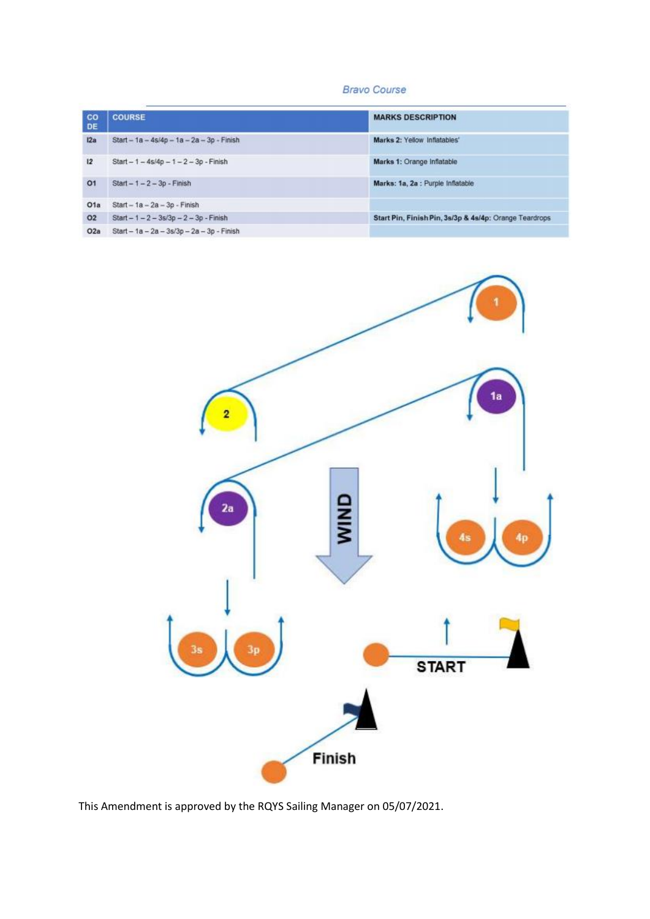*Bravo Course*

| CODE | COURSE | MARKS DESCRIPTION |
|---|---|---|
| I2a | Start – 1a – 4s/4p – 1a – 2a – 3p - Finish | **Marks 2:** Yellow Inflatables' |
| I2 | Start – 1 – 4s/4p – 1 – 2 – 3p - Finish | **Marks 1:** Orange Inflatable |
| O1 | Start – 1 – 2 – 3p - Finish | **Marks: 1a, 2a :** Purple Inflatable |
| O1a | Start – 1a – 2a – 3p - Finish | |
| O2 | Start – 1 – 2 – 3s/3p – 2 – 3p - Finish | **Start Pin, Finish Pin, 3s/3p & 4s/4p:** Orange Teardrops |
| O2a | Start – 1a – 2a – 3s/3p – 2a – 3p - Finish | |

1
1a
2
2a
WIND
4s
4p
3s
3p
START
Finish

This Amendment is approved by the RQYS Sailing Manager on 05/07/2021.